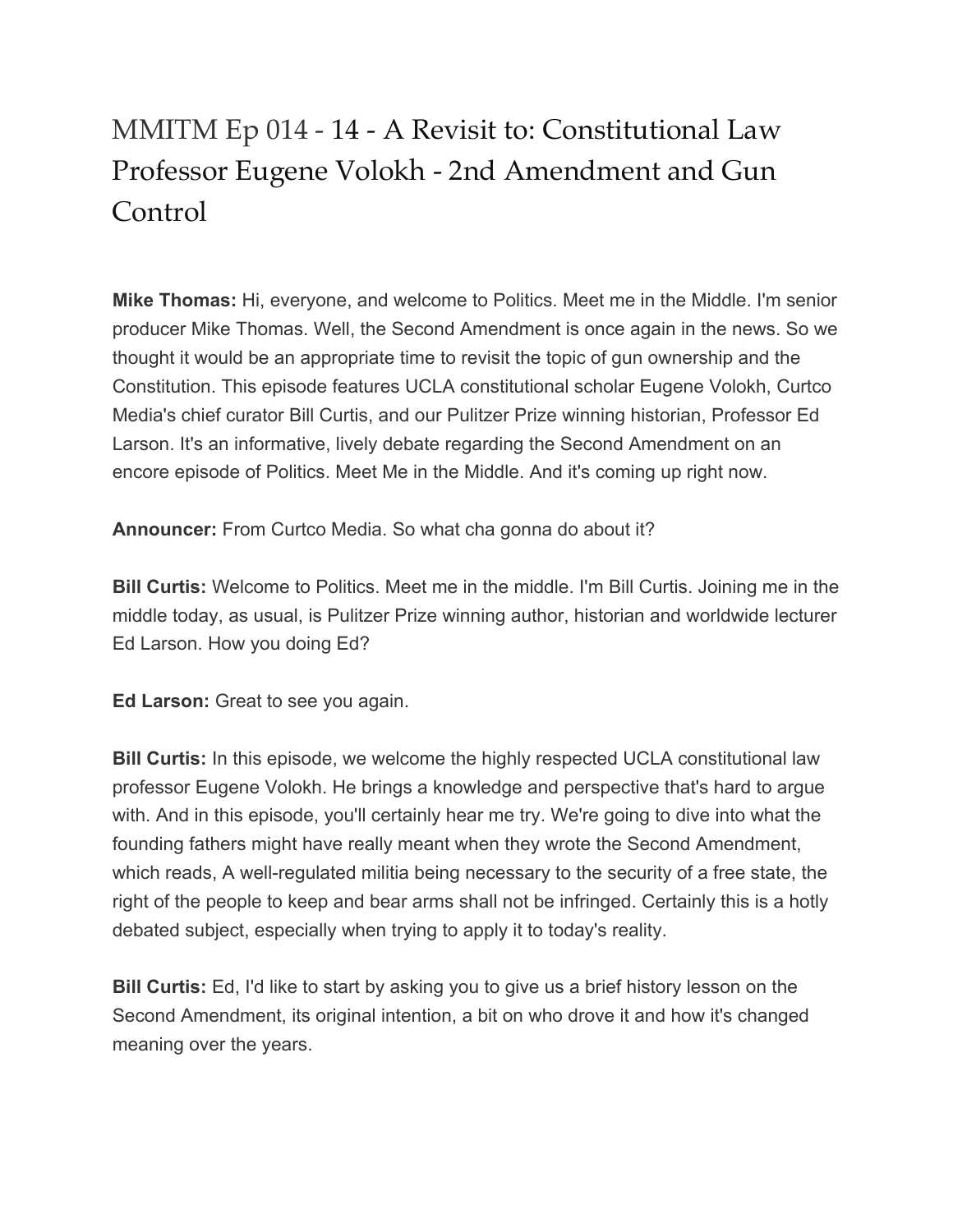# MMITM Ep 014 - 14 - A Revisit to: Constitutional Law Professor Eugene Volokh - 2nd Amendment and Gun Control

**Mike Thomas:** Hi, everyone, and welcome to Politics. Meet me in the Middle. I'm senior producer Mike Thomas. Well, the Second Amendment is once again in the news. So we thought it would be an appropriate time to revisit the topic of gun ownership and the Constitution. This episode features UCLA constitutional scholar Eugene Volokh, Curtco Media's chief curator Bill Curtis, and our Pulitzer Prize winning historian, Professor Ed Larson. It's an informative, lively debate regarding the Second Amendment on an encore episode of Politics. Meet Me in the Middle. And it's coming up right now.

**Announcer:** From Curtco Media. So what cha gonna do about it?

**Bill Curtis:** Welcome to Politics. Meet me in the middle. I'm Bill Curtis. Joining me in the middle today, as usual, is Pulitzer Prize winning author, historian and worldwide lecturer Ed Larson. How you doing Ed?

**Ed Larson:** Great to see you again.

**Bill Curtis:** In this episode, we welcome the highly respected UCLA constitutional law professor Eugene Volokh. He brings a knowledge and perspective that's hard to argue with. And in this episode, you'll certainly hear me try. We're going to dive into what the founding fathers might have really meant when they wrote the Second Amendment, which reads, A well-regulated militia being necessary to the security of a free state, the right of the people to keep and bear arms shall not be infringed. Certainly this is a hotly debated subject, especially when trying to apply it to today's reality.

**Bill Curtis:** Ed, I'd like to start by asking you to give us a brief history lesson on the Second Amendment, its original intention, a bit on who drove it and how it's changed meaning over the years.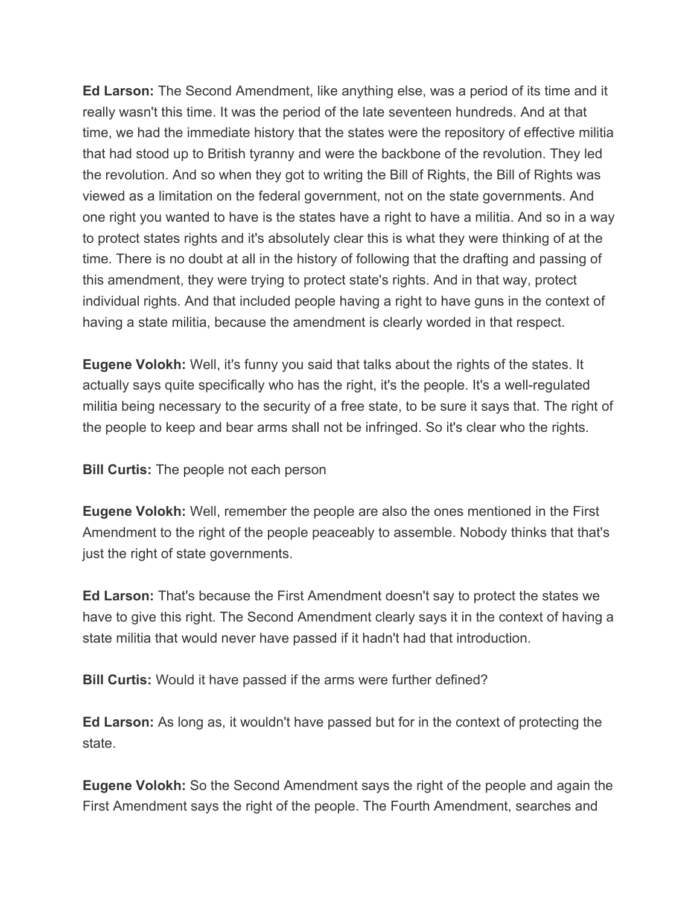**Ed Larson:** The Second Amendment, like anything else, was a period of its time and it really wasn't this time. It was the period of the late seventeen hundreds. And at that time, we had the immediate history that the states were the repository of effective militia that had stood up to British tyranny and were the backbone of the revolution. They led the revolution. And so when they got to writing the Bill of Rights, the Bill of Rights was viewed as a limitation on the federal government, not on the state governments. And one right you wanted to have is the states have a right to have a militia. And so in a way to protect states rights and it's absolutely clear this is what they were thinking of at the time. There is no doubt at all in the history of following that the drafting and passing of this amendment, they were trying to protect state's rights. And in that way, protect individual rights. And that included people having a right to have guns in the context of having a state militia, because the amendment is clearly worded in that respect.

**Eugene Volokh:** Well, it's funny you said that talks about the rights of the states. It actually says quite specifically who has the right, it's the people. It's a well-regulated militia being necessary to the security of a free state, to be sure it says that. The right of the people to keep and bear arms shall not be infringed. So it's clear who the rights.

**Bill Curtis:** The people not each person

**Eugene Volokh:** Well, remember the people are also the ones mentioned in the First Amendment to the right of the people peaceably to assemble. Nobody thinks that that's just the right of state governments.

**Ed Larson:** That's because the First Amendment doesn't say to protect the states we have to give this right. The Second Amendment clearly says it in the context of having a state militia that would never have passed if it hadn't had that introduction.

**Bill Curtis:** Would it have passed if the arms were further defined?

**Ed Larson:** As long as, it wouldn't have passed but for in the context of protecting the state.

**Eugene Volokh:** So the Second Amendment says the right of the people and again the First Amendment says the right of the people. The Fourth Amendment, searches and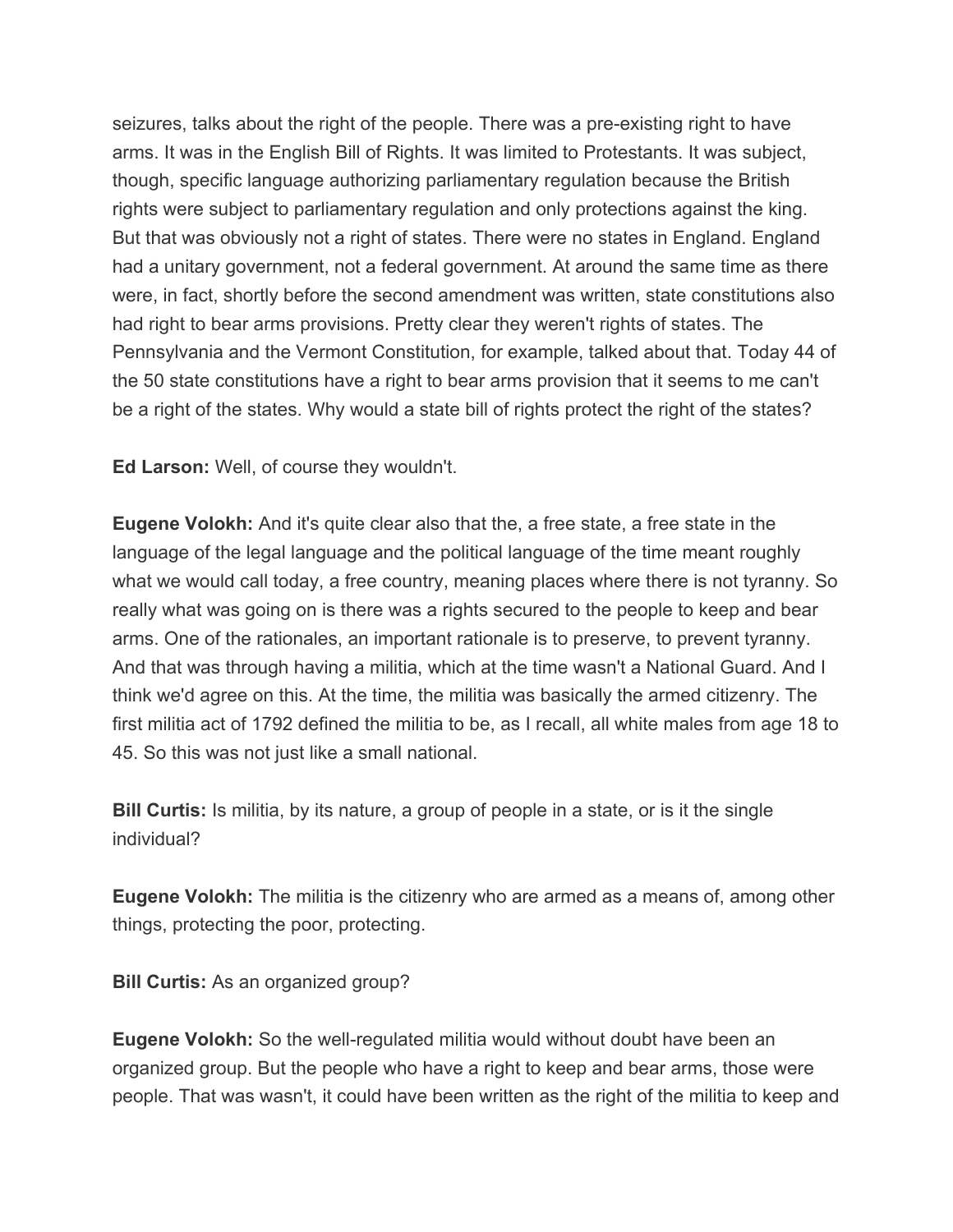seizures, talks about the right of the people. There was a pre-existing right to have arms. It was in the English Bill of Rights. It was limited to Protestants. It was subject, though, specific language authorizing parliamentary regulation because the British rights were subject to parliamentary regulation and only protections against the king. But that was obviously not a right of states. There were no states in England. England had a unitary government, not a federal government. At around the same time as there were, in fact, shortly before the second amendment was written, state constitutions also had right to bear arms provisions. Pretty clear they weren't rights of states. The Pennsylvania and the Vermont Constitution, for example, talked about that. Today 44 of the 50 state constitutions have a right to bear arms provision that it seems to me can't be a right of the states. Why would a state bill of rights protect the right of the states?

**Ed Larson:** Well, of course they wouldn't.

**Eugene Volokh:** And it's quite clear also that the, a free state, a free state in the language of the legal language and the political language of the time meant roughly what we would call today, a free country, meaning places where there is not tyranny. So really what was going on is there was a rights secured to the people to keep and bear arms. One of the rationales, an important rationale is to preserve, to prevent tyranny. And that was through having a militia, which at the time wasn't a National Guard. And I think we'd agree on this. At the time, the militia was basically the armed citizenry. The first militia act of 1792 defined the militia to be, as I recall, all white males from age 18 to 45. So this was not just like a small national.

**Bill Curtis:** Is militia, by its nature, a group of people in a state, or is it the single individual?

**Eugene Volokh:** The militia is the citizenry who are armed as a means of, among other things, protecting the poor, protecting.

**Bill Curtis:** As an organized group?

**Eugene Volokh:** So the well-regulated militia would without doubt have been an organized group. But the people who have a right to keep and bear arms, those were people. That was wasn't, it could have been written as the right of the militia to keep and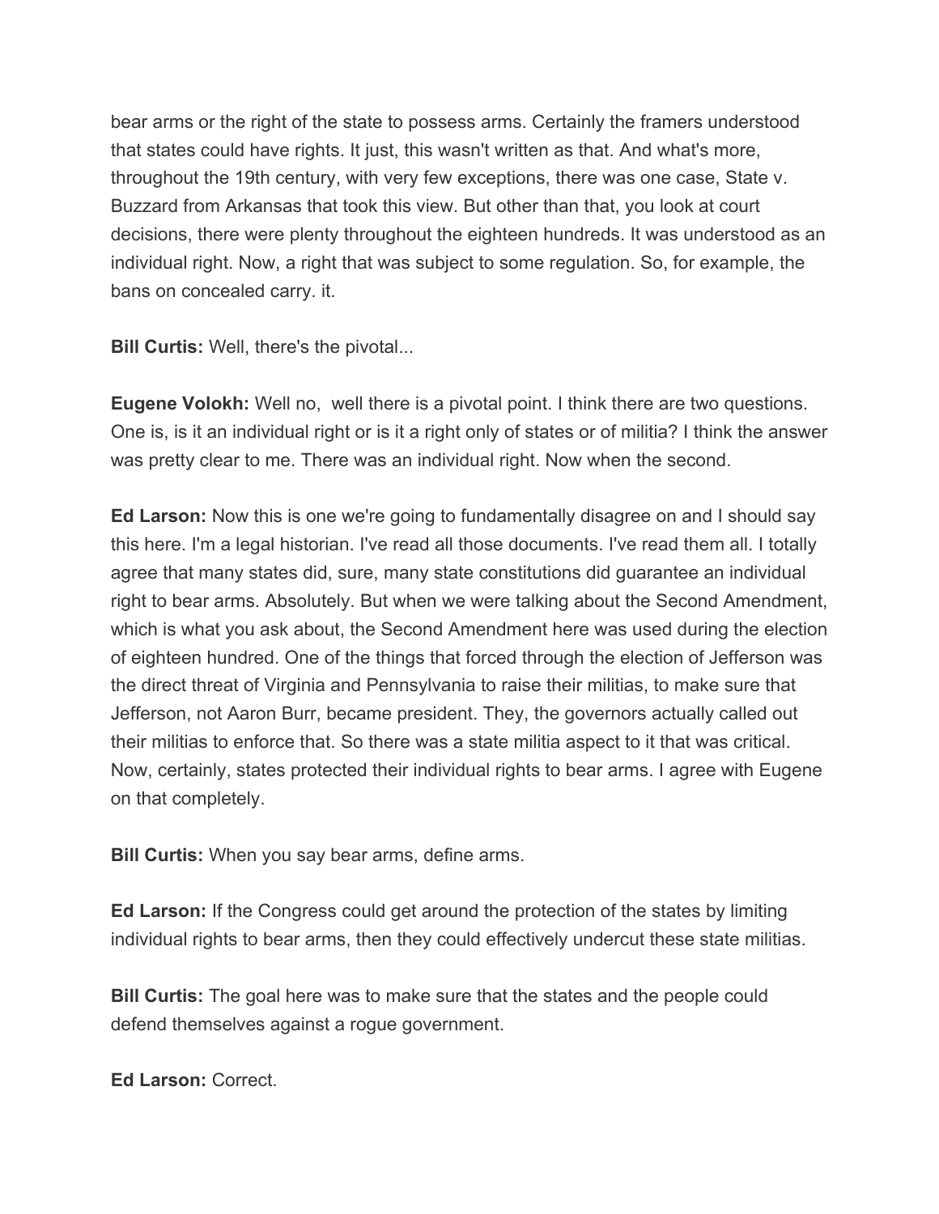bear arms or the right of the state to possess arms. Certainly the framers understood that states could have rights. It just, this wasn't written as that. And what's more, throughout the 19th century, with very few exceptions, there was one case, State v. Buzzard from Arkansas that took this view. But other than that, you look at court decisions, there were plenty throughout the eighteen hundreds. It was understood as an individual right. Now, a right that was subject to some regulation. So, for example, the bans on concealed carry. it.

**Bill Curtis:** Well, there's the pivotal...

**Eugene Volokh:** Well no,  well there is a pivotal point. I think there are two questions. One is, is it an individual right or is it a right only of states or of militia? I think the answer was pretty clear to me. There was an individual right. Now when the second.

**Ed Larson:** Now this is one we're going to fundamentally disagree on and I should say this here. I'm a legal historian. I've read all those documents. I've read them all. I totally agree that many states did, sure, many state constitutions did guarantee an individual right to bear arms. Absolutely. But when we were talking about the Second Amendment, which is what you ask about, the Second Amendment here was used during the election of eighteen hundred. One of the things that forced through the election of Jefferson was the direct threat of Virginia and Pennsylvania to raise their militias, to make sure that Jefferson, not Aaron Burr, became president. They, the governors actually called out their militias to enforce that. So there was a state militia aspect to it that was critical. Now, certainly, states protected their individual rights to bear arms. I agree with Eugene on that completely.

**Bill Curtis:** When you say bear arms, define arms.

**Ed Larson:** If the Congress could get around the protection of the states by limiting individual rights to bear arms, then they could effectively undercut these state militias.

**Bill Curtis:** The goal here was to make sure that the states and the people could defend themselves against a rogue government.

**Ed Larson:** Correct.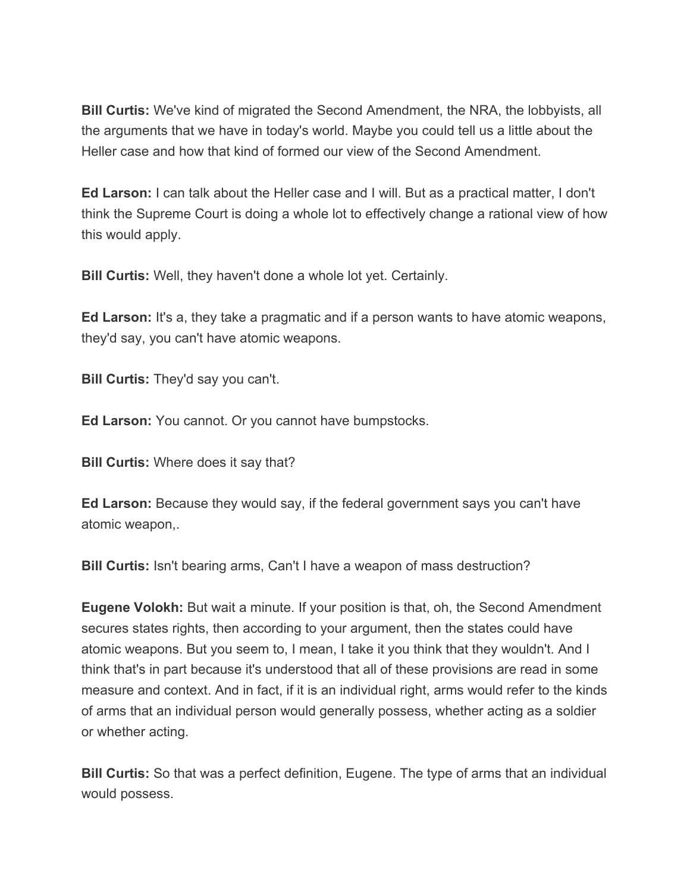**Bill Curtis:** We've kind of migrated the Second Amendment, the NRA, the lobbyists, all the arguments that we have in today's world. Maybe you could tell us a little about the Heller case and how that kind of formed our view of the Second Amendment.

**Ed Larson:** I can talk about the Heller case and I will. But as a practical matter, I don't think the Supreme Court is doing a whole lot to effectively change a rational view of how this would apply.

**Bill Curtis:** Well, they haven't done a whole lot yet. Certainly.

**Ed Larson:** It's a, they take a pragmatic and if a person wants to have atomic weapons, they'd say, you can't have atomic weapons.

**Bill Curtis:** They'd say you can't.

**Ed Larson:** You cannot. Or you cannot have bumpstocks.

**Bill Curtis:** Where does it say that?

**Ed Larson:** Because they would say, if the federal government says you can't have atomic weapon,.

**Bill Curtis:** Isn't bearing arms, Can't I have a weapon of mass destruction?

**Eugene Volokh:** But wait a minute. If your position is that, oh, the Second Amendment secures states rights, then according to your argument, then the states could have atomic weapons. But you seem to, I mean, I take it you think that they wouldn't. And I think that's in part because it's understood that all of these provisions are read in some measure and context. And in fact, if it is an individual right, arms would refer to the kinds of arms that an individual person would generally possess, whether acting as a soldier or whether acting.

**Bill Curtis:** So that was a perfect definition, Eugene. The type of arms that an individual would possess.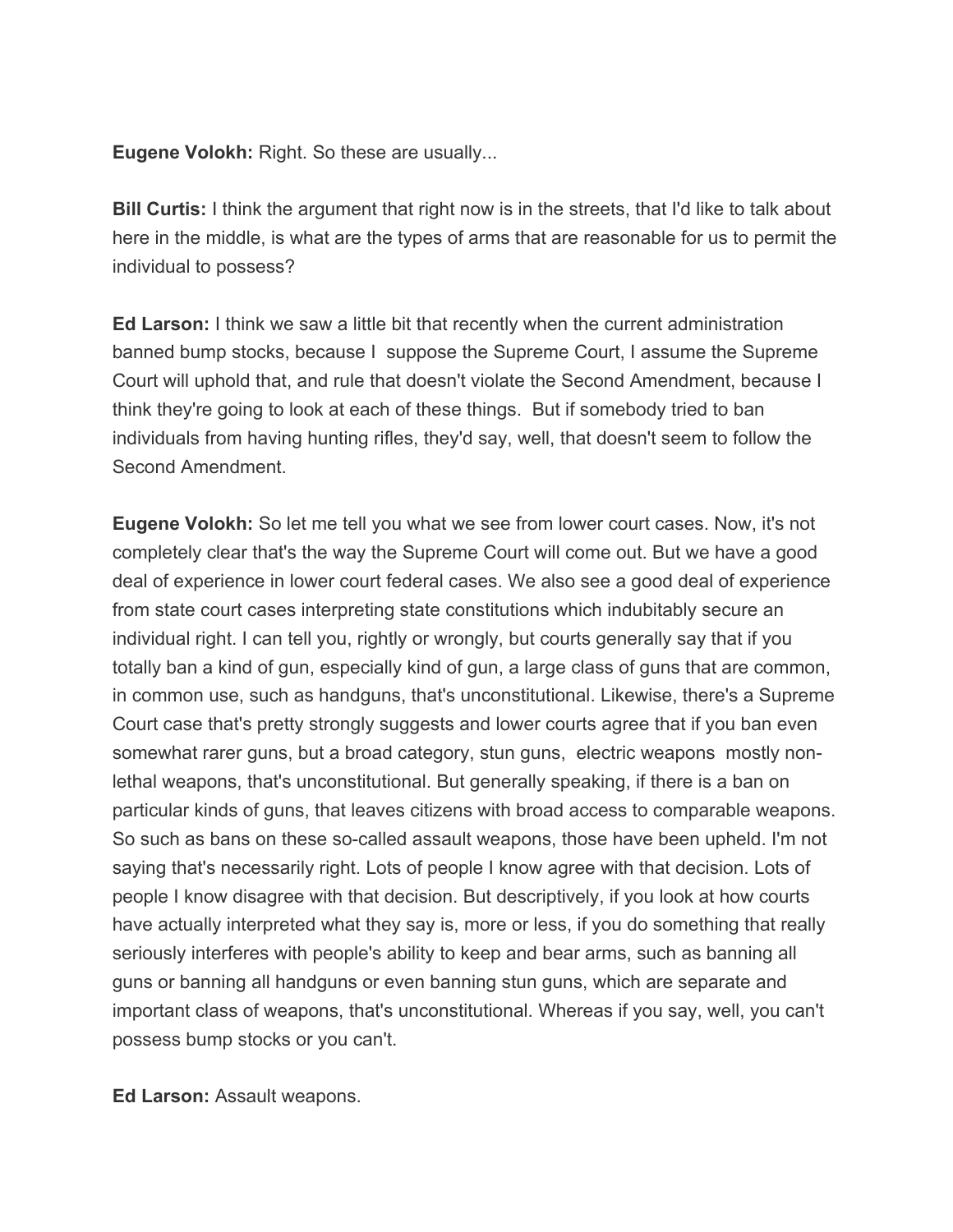**Eugene Volokh:** Right. So these are usually...

**Bill Curtis:** I think the argument that right now is in the streets, that I'd like to talk about here in the middle, is what are the types of arms that are reasonable for us to permit the individual to possess?

**Ed Larson:** I think we saw a little bit that recently when the current administration banned bump stocks, because I suppose the Supreme Court, I assume the Supreme Court will uphold that, and rule that doesn't violate the Second Amendment, because I think they're going to look at each of these things. But if somebody tried to ban individuals from having hunting rifles, they'd say, well, that doesn't seem to follow the Second Amendment.

**Eugene Volokh:** So let me tell you what we see from lower court cases. Now, it's not completely clear that's the way the Supreme Court will come out. But we have a good deal of experience in lower court federal cases. We also see a good deal of experience from state court cases interpreting state constitutions which indubitably secure an individual right. I can tell you, rightly or wrongly, but courts generally say that if you totally ban a kind of gun, especially kind of gun, a large class of guns that are common, in common use, such as handguns, that's unconstitutional. Likewise, there's a Supreme Court case that's pretty strongly suggests and lower courts agree that if you ban even somewhat rarer guns, but a broad category, stun guns, electric weapons mostly non-lethal weapons, that's unconstitutional. But generally speaking, if there is a ban on particular kinds of guns, that leaves citizens with broad access to comparable weapons. So such as bans on these so-called assault weapons, those have been upheld. I'm not saying that's necessarily right. Lots of people I know agree with that decision. Lots of people I know disagree with that decision. But descriptively, if you look at how courts have actually interpreted what they say is, more or less, if you do something that really seriously interferes with people's ability to keep and bear arms, such as banning all guns or banning all handguns or even banning stun guns, which are separate and important class of weapons, that's unconstitutional. Whereas if you say, well, you can't possess bump stocks or you can't.

**Ed Larson:** Assault weapons.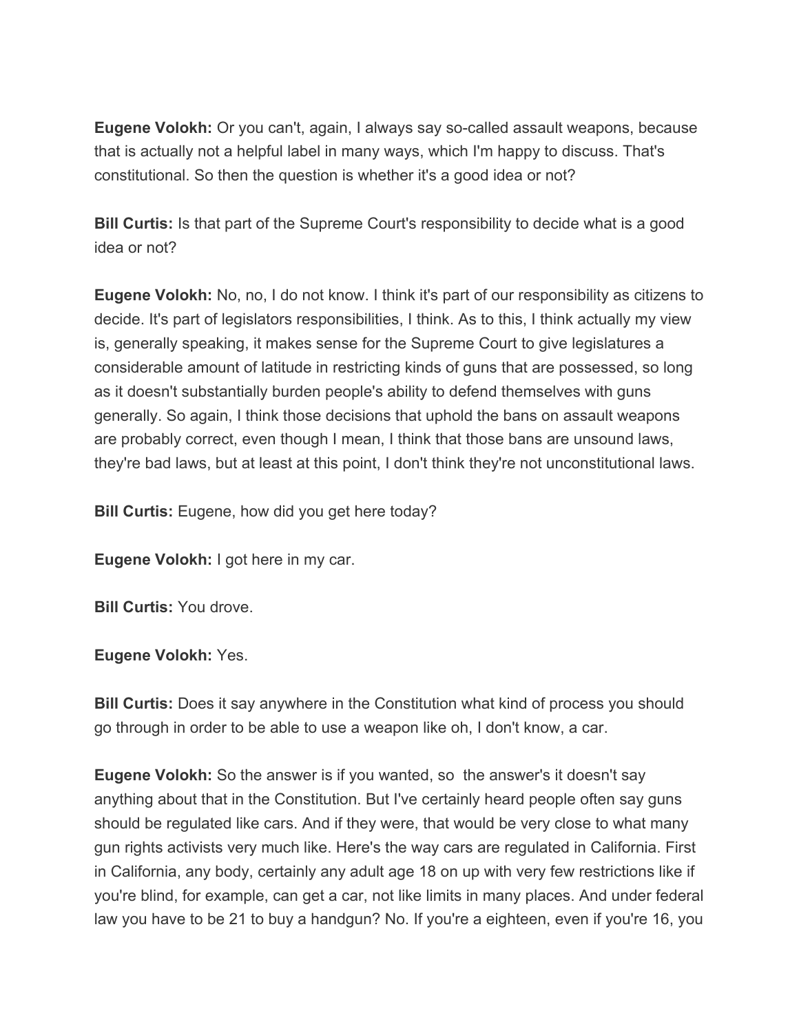**Eugene Volokh:** Or you can't, again, I always say so-called assault weapons, because that is actually not a helpful label in many ways, which I'm happy to discuss. That's constitutional. So then the question is whether it's a good idea or not?

**Bill Curtis:** Is that part of the Supreme Court's responsibility to decide what is a good idea or not?

**Eugene Volokh:** No, no, I do not know. I think it's part of our responsibility as citizens to decide. It's part of legislators responsibilities, I think. As to this, I think actually my view is, generally speaking, it makes sense for the Supreme Court to give legislatures a considerable amount of latitude in restricting kinds of guns that are possessed, so long as it doesn't substantially burden people's ability to defend themselves with guns generally. So again, I think those decisions that uphold the bans on assault weapons are probably correct, even though I mean, I think that those bans are unsound laws, they're bad laws, but at least at this point, I don't think they're not unconstitutional laws.

**Bill Curtis:** Eugene, how did you get here today?

**Eugene Volokh:** I got here in my car.

**Bill Curtis:** You drove.

**Eugene Volokh:** Yes.

**Bill Curtis:** Does it say anywhere in the Constitution what kind of process you should go through in order to be able to use a weapon like oh, I don't know, a car.

**Eugene Volokh:** So the answer is if you wanted, so the answer's it doesn't say anything about that in the Constitution. But I've certainly heard people often say guns should be regulated like cars. And if they were, that would be very close to what many gun rights activists very much like. Here's the way cars are regulated in California. First in California, any body, certainly any adult age 18 on up with very few restrictions like if you're blind, for example, can get a car, not like limits in many places. And under federal law you have to be 21 to buy a handgun? No. If you're a eighteen, even if you're 16, you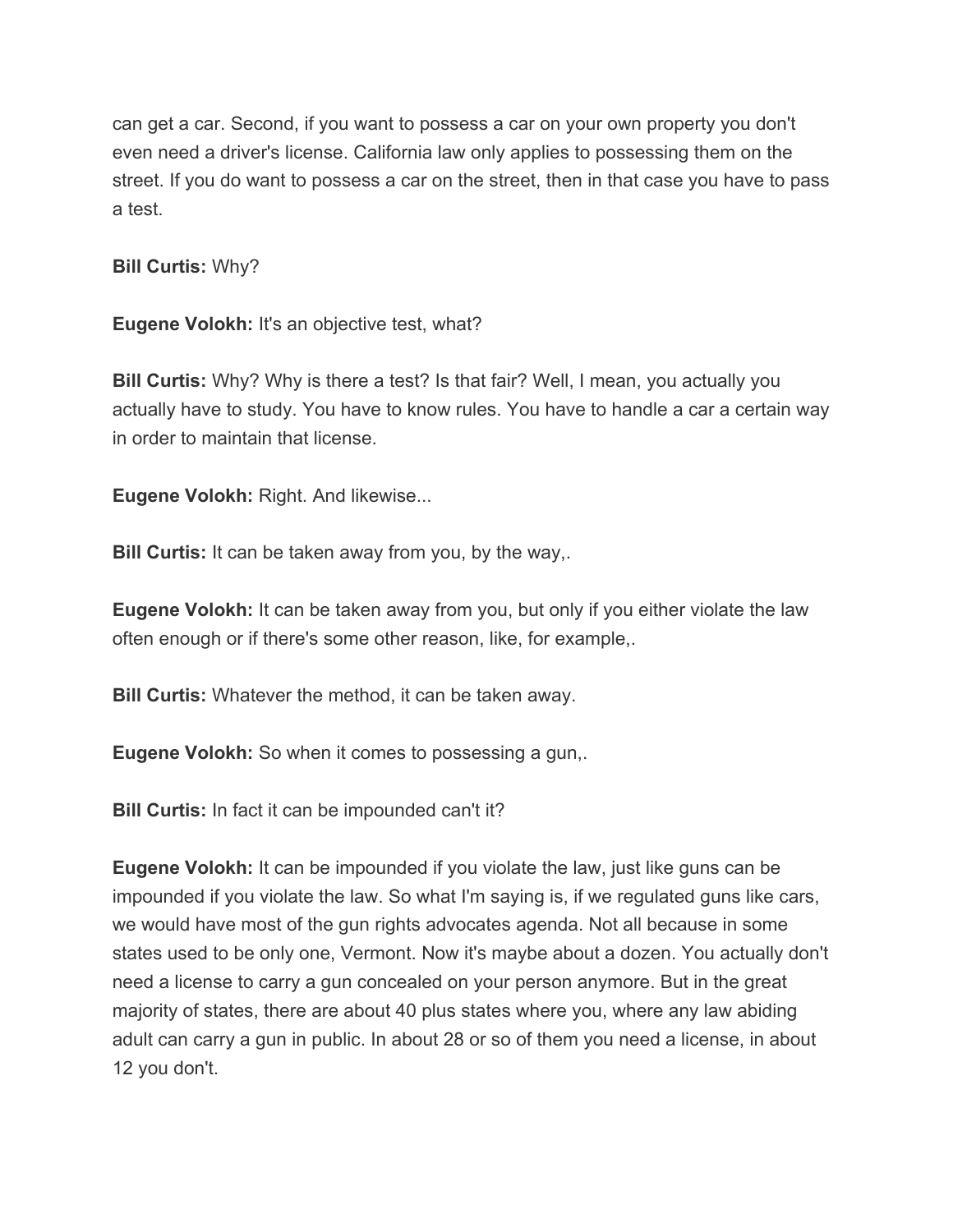can get a car. Second, if you want to possess a car on your own property you don't even need a driver's license. California law only applies to possessing them on the street. If you do want to possess a car on the street, then in that case you have to pass a test.

**Bill Curtis:** Why?

**Eugene Volokh:** It's an objective test, what?

**Bill Curtis:** Why? Why is there a test? Is that fair? Well, I mean, you actually you actually have to study. You have to know rules. You have to handle a car a certain way in order to maintain that license.

**Eugene Volokh:** Right. And likewise...

**Bill Curtis:** It can be taken away from you, by the way,.

**Eugene Volokh:** It can be taken away from you, but only if you either violate the law often enough or if there's some other reason, like, for example,.

**Bill Curtis:** Whatever the method, it can be taken away.

**Eugene Volokh:** So when it comes to possessing a gun,.

**Bill Curtis:** In fact it can be impounded can't it?

**Eugene Volokh:** It can be impounded if you violate the law, just like guns can be impounded if you violate the law. So what I'm saying is, if we regulated guns like cars, we would have most of the gun rights advocates agenda. Not all because in some states used to be only one, Vermont. Now it's maybe about a dozen. You actually don't need a license to carry a gun concealed on your person anymore. But in the great majority of states, there are about 40 plus states where you, where any law abiding adult can carry a gun in public. In about 28 or so of them you need a license, in about 12 you don't.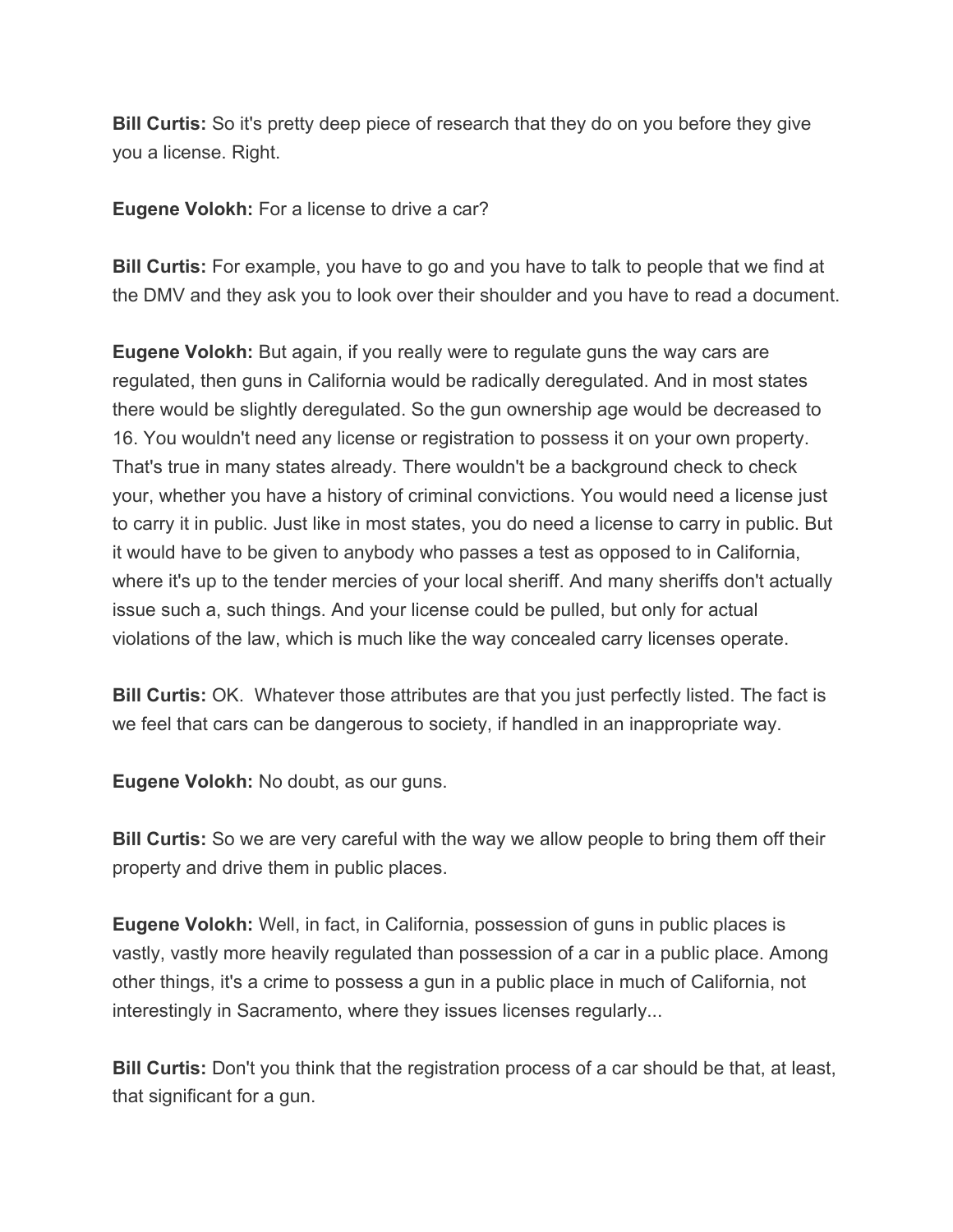**Bill Curtis:** So it's pretty deep piece of research that they do on you before they give you a license. Right.

**Eugene Volokh:** For a license to drive a car?

**Bill Curtis:** For example, you have to go and you have to talk to people that we find at the DMV and they ask you to look over their shoulder and you have to read a document.

**Eugene Volokh:** But again, if you really were to regulate guns the way cars are regulated, then guns in California would be radically deregulated. And in most states there would be slightly deregulated. So the gun ownership age would be decreased to 16. You wouldn't need any license or registration to possess it on your own property. That's true in many states already. There wouldn't be a background check to check your, whether you have a history of criminal convictions. You would need a license just to carry it in public. Just like in most states, you do need a license to carry in public. But it would have to be given to anybody who passes a test as opposed to in California, where it's up to the tender mercies of your local sheriff. And many sheriffs don't actually issue such a, such things. And your license could be pulled, but only for actual violations of the law, which is much like the way concealed carry licenses operate.

**Bill Curtis:** OK. Whatever those attributes are that you just perfectly listed. The fact is we feel that cars can be dangerous to society, if handled in an inappropriate way.

**Eugene Volokh:** No doubt, as our guns.

**Bill Curtis:** So we are very careful with the way we allow people to bring them off their property and drive them in public places.

**Eugene Volokh:** Well, in fact, in California, possession of guns in public places is vastly, vastly more heavily regulated than possession of a car in a public place. Among other things, it's a crime to possess a gun in a public place in much of California, not interestingly in Sacramento, where they issues licenses regularly...

**Bill Curtis:** Don't you think that the registration process of a car should be that, at least, that significant for a gun.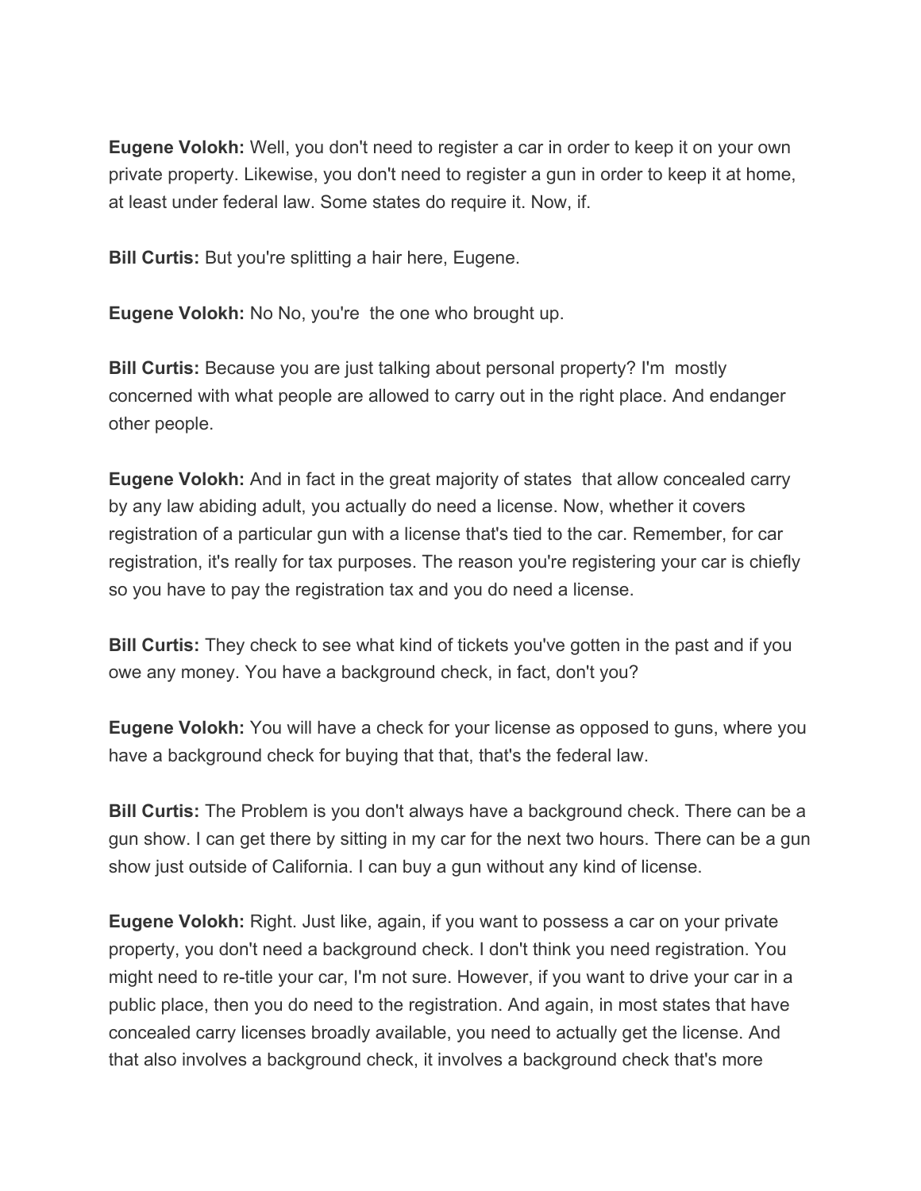**Eugene Volokh:** Well, you don't need to register a car in order to keep it on your own private property. Likewise, you don't need to register a gun in order to keep it at home, at least under federal law. Some states do require it. Now, if.

**Bill Curtis:** But you're splitting a hair here, Eugene.

**Eugene Volokh:** No No, you're the one who brought up.

**Bill Curtis:** Because you are just talking about personal property? I'm mostly concerned with what people are allowed to carry out in the right place. And endanger other people.

**Eugene Volokh:** And in fact in the great majority of states that allow concealed carry by any law abiding adult, you actually do need a license. Now, whether it covers registration of a particular gun with a license that's tied to the car. Remember, for car registration, it's really for tax purposes. The reason you're registering your car is chiefly so you have to pay the registration tax and you do need a license.

**Bill Curtis:** They check to see what kind of tickets you've gotten in the past and if you owe any money. You have a background check, in fact, don't you?

**Eugene Volokh:** You will have a check for your license as opposed to guns, where you have a background check for buying that that, that's the federal law.

**Bill Curtis:** The Problem is you don't always have a background check. There can be a gun show. I can get there by sitting in my car for the next two hours. There can be a gun show just outside of California. I can buy a gun without any kind of license.

**Eugene Volokh:** Right. Just like, again, if you want to possess a car on your private property, you don't need a background check. I don't think you need registration. You might need to re-title your car, I'm not sure. However, if you want to drive your car in a public place, then you do need to the registration. And again, in most states that have concealed carry licenses broadly available, you need to actually get the license. And that also involves a background check, it involves a background check that's more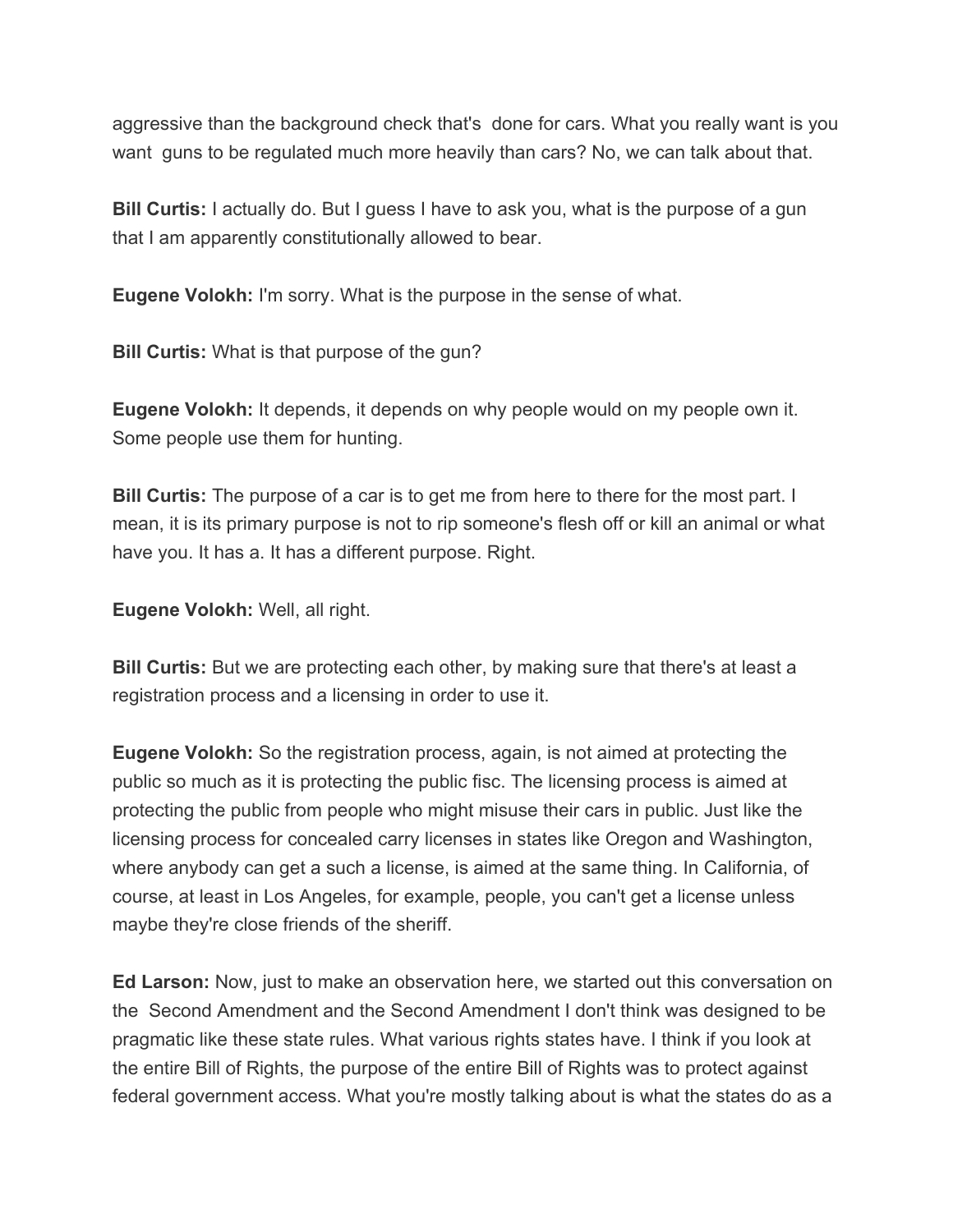aggressive than the background check that's done for cars. What you really want is you want guns to be regulated much more heavily than cars? No, we can talk about that.

**Bill Curtis:** I actually do. But I guess I have to ask you, what is the purpose of a gun that I am apparently constitutionally allowed to bear.

**Eugene Volokh:** I'm sorry. What is the purpose in the sense of what.

**Bill Curtis:** What is that purpose of the gun?

**Eugene Volokh:** It depends, it depends on why people would on my people own it. Some people use them for hunting.

**Bill Curtis:** The purpose of a car is to get me from here to there for the most part. I mean, it is its primary purpose is not to rip someone's flesh off or kill an animal or what have you. It has a. It has a different purpose. Right.

**Eugene Volokh:** Well, all right.

**Bill Curtis:** But we are protecting each other, by making sure that there's at least a registration process and a licensing in order to use it.

**Eugene Volokh:** So the registration process, again, is not aimed at protecting the public so much as it is protecting the public fisc. The licensing process is aimed at protecting the public from people who might misuse their cars in public. Just like the licensing process for concealed carry licenses in states like Oregon and Washington, where anybody can get a such a license, is aimed at the same thing. In California, of course, at least in Los Angeles, for example, people, you can't get a license unless maybe they're close friends of the sheriff.

**Ed Larson:** Now, just to make an observation here, we started out this conversation on the Second Amendment and the Second Amendment I don't think was designed to be pragmatic like these state rules. What various rights states have. I think if you look at the entire Bill of Rights, the purpose of the entire Bill of Rights was to protect against federal government access. What you're mostly talking about is what the states do as a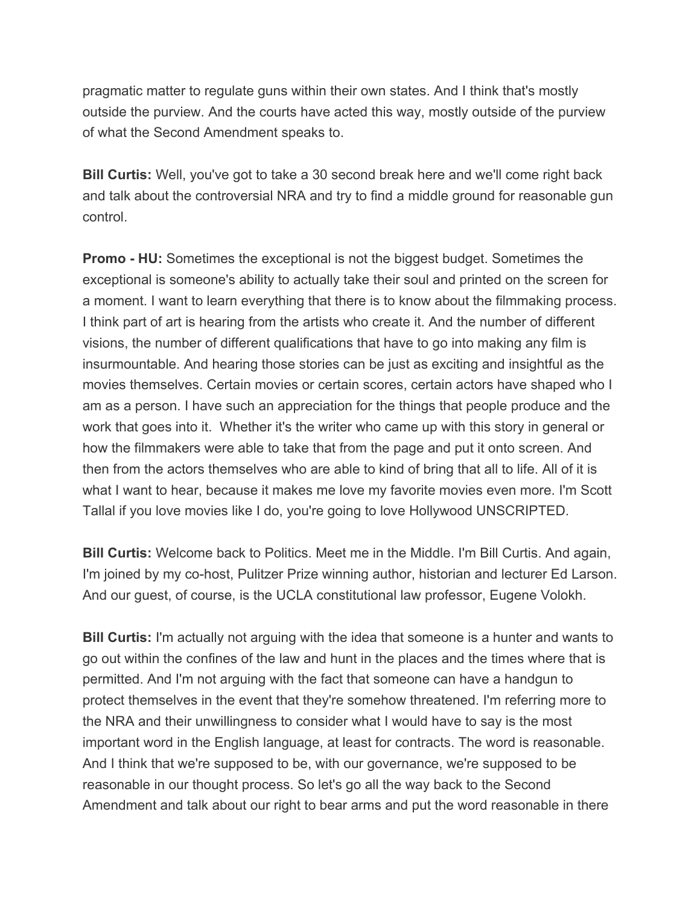pragmatic matter to regulate guns within their own states. And I think that's mostly outside the purview. And the courts have acted this way, mostly outside of the purview of what the Second Amendment speaks to.

**Bill Curtis:** Well, you've got to take a 30 second break here and we'll come right back and talk about the controversial NRA and try to find a middle ground for reasonable gun control.

**Promo - HU:** Sometimes the exceptional is not the biggest budget. Sometimes the exceptional is someone's ability to actually take their soul and printed on the screen for a moment. I want to learn everything that there is to know about the filmmaking process. I think part of art is hearing from the artists who create it. And the number of different visions, the number of different qualifications that have to go into making any film is insurmountable. And hearing those stories can be just as exciting and insightful as the movies themselves. Certain movies or certain scores, certain actors have shaped who I am as a person. I have such an appreciation for the things that people produce and the work that goes into it. Whether it's the writer who came up with this story in general or how the filmmakers were able to take that from the page and put it onto screen. And then from the actors themselves who are able to kind of bring that all to life. All of it is what I want to hear, because it makes me love my favorite movies even more. I'm Scott Tallal if you love movies like I do, you're going to love Hollywood UNSCRIPTED.

**Bill Curtis:** Welcome back to Politics. Meet me in the Middle. I'm Bill Curtis. And again, I'm joined by my co-host, Pulitzer Prize winning author, historian and lecturer Ed Larson. And our guest, of course, is the UCLA constitutional law professor, Eugene Volokh.

**Bill Curtis:** I'm actually not arguing with the idea that someone is a hunter and wants to go out within the confines of the law and hunt in the places and the times where that is permitted. And I'm not arguing with the fact that someone can have a handgun to protect themselves in the event that they're somehow threatened. I'm referring more to the NRA and their unwillingness to consider what I would have to say is the most important word in the English language, at least for contracts. The word is reasonable. And I think that we're supposed to be, with our governance, we're supposed to be reasonable in our thought process. So let's go all the way back to the Second Amendment and talk about our right to bear arms and put the word reasonable in there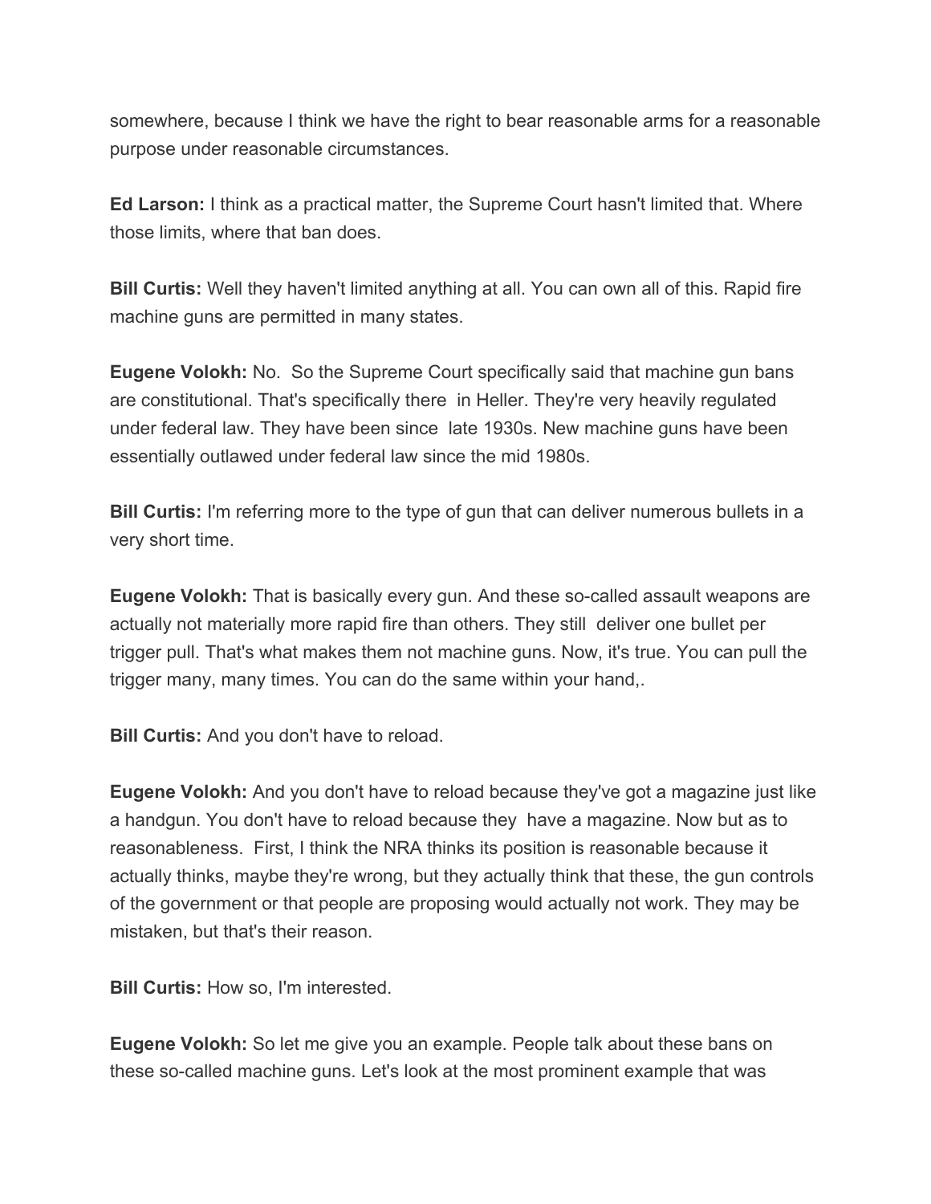somewhere, because I think we have the right to bear reasonable arms for a reasonable purpose under reasonable circumstances.

**Ed Larson:** I think as a practical matter, the Supreme Court hasn't limited that. Where those limits, where that ban does.

**Bill Curtis:** Well they haven't limited anything at all. You can own all of this. Rapid fire machine guns are permitted in many states.

**Eugene Volokh:** No. So the Supreme Court specifically said that machine gun bans are constitutional. That's specifically there in Heller. They're very heavily regulated under federal law. They have been since late 1930s. New machine guns have been essentially outlawed under federal law since the mid 1980s.

**Bill Curtis:** I'm referring more to the type of gun that can deliver numerous bullets in a very short time.

**Eugene Volokh:** That is basically every gun. And these so-called assault weapons are actually not materially more rapid fire than others. They still deliver one bullet per trigger pull. That's what makes them not machine guns. Now, it's true. You can pull the trigger many, many times. You can do the same within your hand,.

**Bill Curtis:** And you don't have to reload.

**Eugene Volokh:** And you don't have to reload because they've got a magazine just like a handgun. You don't have to reload because they have a magazine. Now but as to reasonableness. First, I think the NRA thinks its position is reasonable because it actually thinks, maybe they're wrong, but they actually think that these, the gun controls of the government or that people are proposing would actually not work. They may be mistaken, but that's their reason.

**Bill Curtis:** How so, I'm interested.

**Eugene Volokh:** So let me give you an example. People talk about these bans on these so-called machine guns. Let's look at the most prominent example that was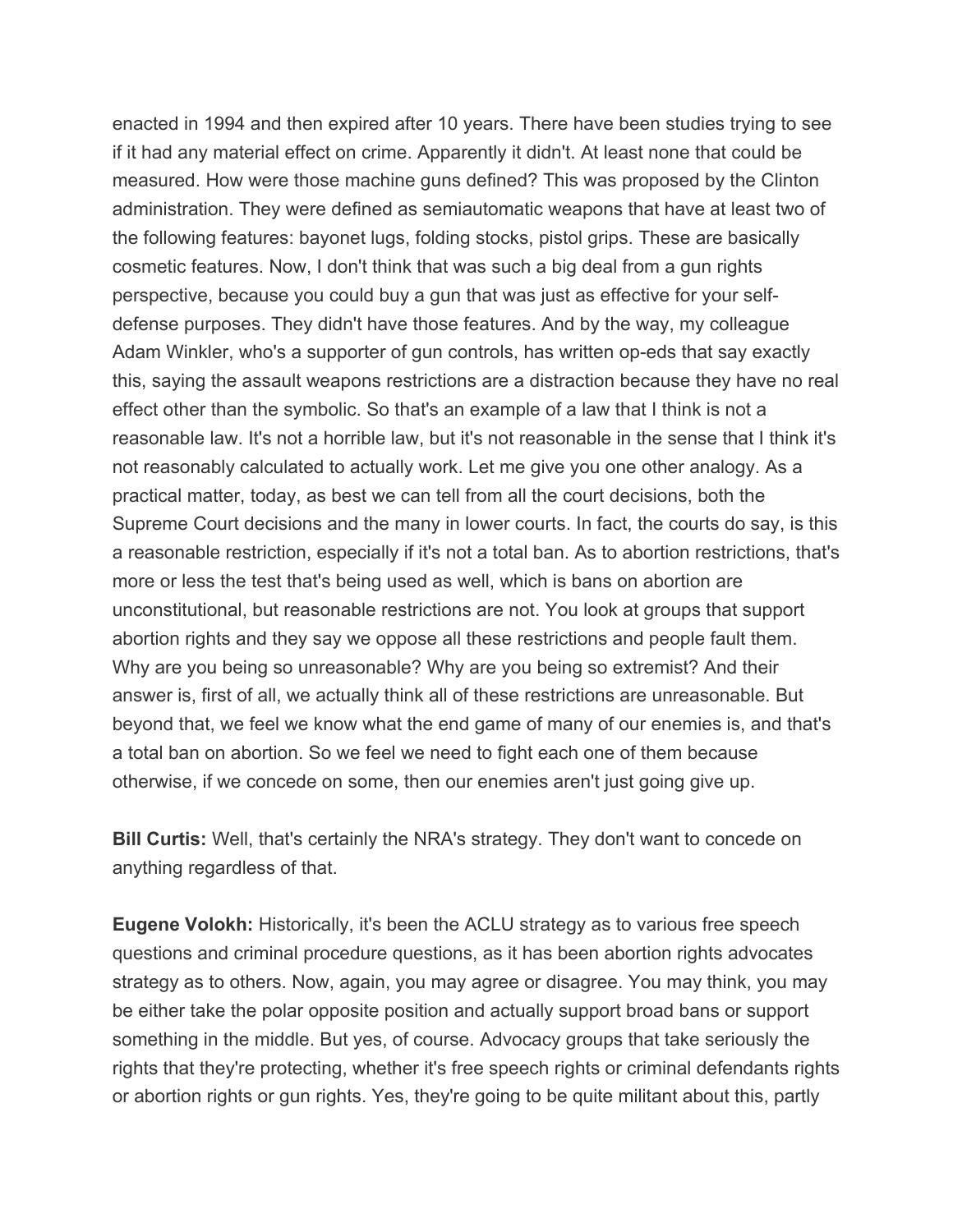enacted in 1994 and then expired after 10 years. There have been studies trying to see if it had any material effect on crime. Apparently it didn't. At least none that could be measured. How were those machine guns defined? This was proposed by the Clinton administration. They were defined as semiautomatic weapons that have at least two of the following features: bayonet lugs, folding stocks, pistol grips. These are basically cosmetic features. Now, I don't think that was such a big deal from a gun rights perspective, because you could buy a gun that was just as effective for your self-defense purposes. They didn't have those features. And by the way, my colleague Adam Winkler, who's a supporter of gun controls, has written op-eds that say exactly this, saying the assault weapons restrictions are a distraction because they have no real effect other than the symbolic. So that's an example of a law that I think is not a reasonable law. It's not a horrible law, but it's not reasonable in the sense that I think it's not reasonably calculated to actually work. Let me give you one other analogy. As a practical matter, today, as best we can tell from all the court decisions, both the Supreme Court decisions and the many in lower courts. In fact, the courts do say, is this a reasonable restriction, especially if it's not a total ban. As to abortion restrictions, that's more or less the test that's being used as well, which is bans on abortion are unconstitutional, but reasonable restrictions are not. You look at groups that support abortion rights and they say we oppose all these restrictions and people fault them. Why are you being so unreasonable? Why are you being so extremist? And their answer is, first of all, we actually think all of these restrictions are unreasonable. But beyond that, we feel we know what the end game of many of our enemies is, and that's a total ban on abortion. So we feel we need to fight each one of them because otherwise, if we concede on some, then our enemies aren't just going give up.

**Bill Curtis:** Well, that's certainly the NRA's strategy. They don't want to concede on anything regardless of that.

**Eugene Volokh:** Historically, it's been the ACLU strategy as to various free speech questions and criminal procedure questions, as it has been abortion rights advocates strategy as to others. Now, again, you may agree or disagree. You may think, you may be either take the polar opposite position and actually support broad bans or support something in the middle. But yes, of course. Advocacy groups that take seriously the rights that they're protecting, whether it's free speech rights or criminal defendants rights or abortion rights or gun rights. Yes, they're going to be quite militant about this, partly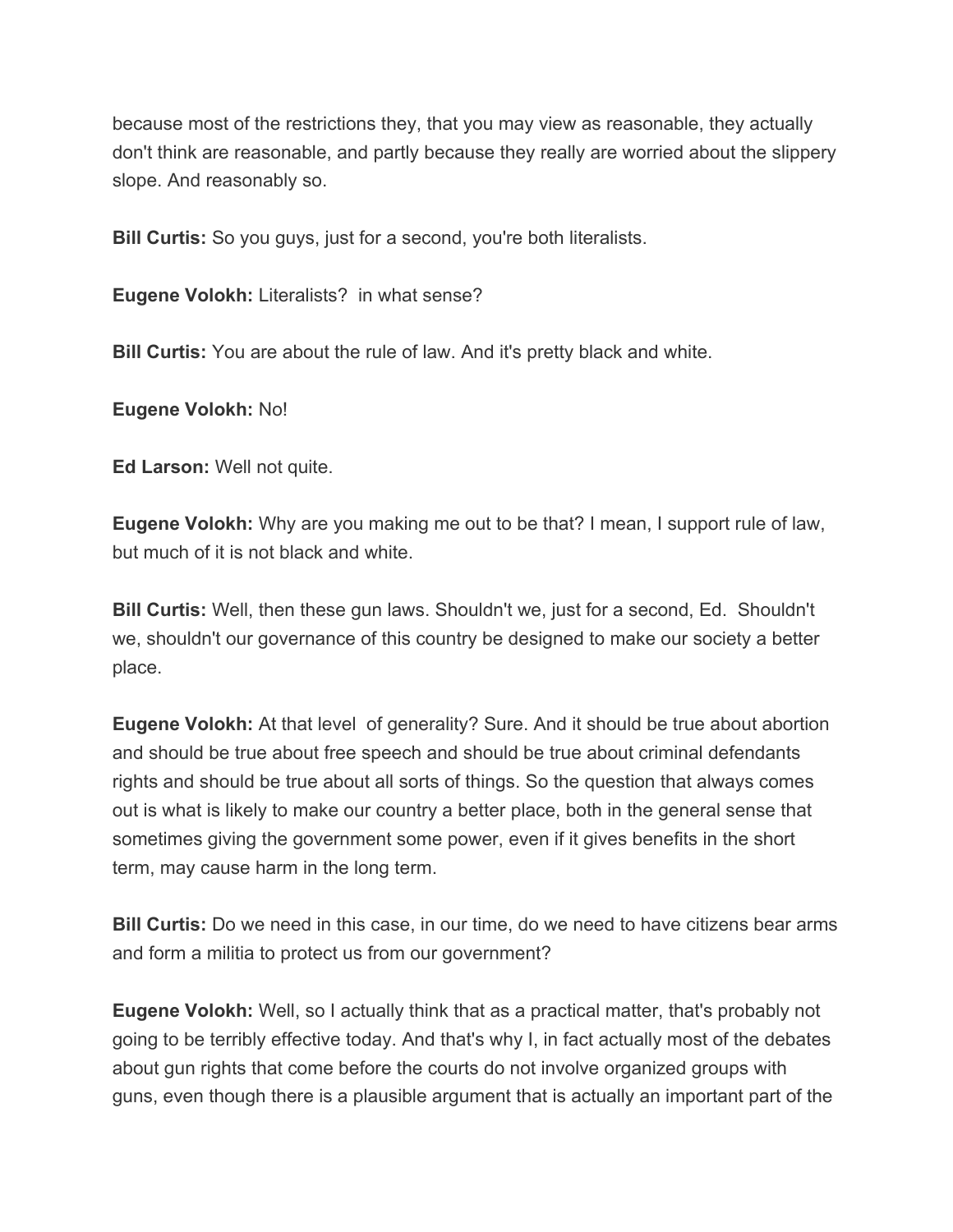because most of the restrictions they, that you may view as reasonable, they actually don't think are reasonable, and partly because they really are worried about the slippery slope. And reasonably so.

**Bill Curtis:** So you guys, just for a second, you're both literalists.

**Eugene Volokh:** Literalists? in what sense?

**Bill Curtis:** You are about the rule of law. And it's pretty black and white.

**Eugene Volokh:** No!

**Ed Larson:** Well not quite.

**Eugene Volokh:** Why are you making me out to be that? I mean, I support rule of law, but much of it is not black and white.

**Bill Curtis:** Well, then these gun laws. Shouldn't we, just for a second, Ed. Shouldn't we, shouldn't our governance of this country be designed to make our society a better place.

**Eugene Volokh:** At that level of generality? Sure. And it should be true about abortion and should be true about free speech and should be true about criminal defendants rights and should be true about all sorts of things. So the question that always comes out is what is likely to make our country a better place, both in the general sense that sometimes giving the government some power, even if it gives benefits in the short term, may cause harm in the long term.

**Bill Curtis:** Do we need in this case, in our time, do we need to have citizens bear arms and form a militia to protect us from our government?

**Eugene Volokh:** Well, so I actually think that as a practical matter, that's probably not going to be terribly effective today. And that's why I, in fact actually most of the debates about gun rights that come before the courts do not involve organized groups with guns, even though there is a plausible argument that is actually an important part of the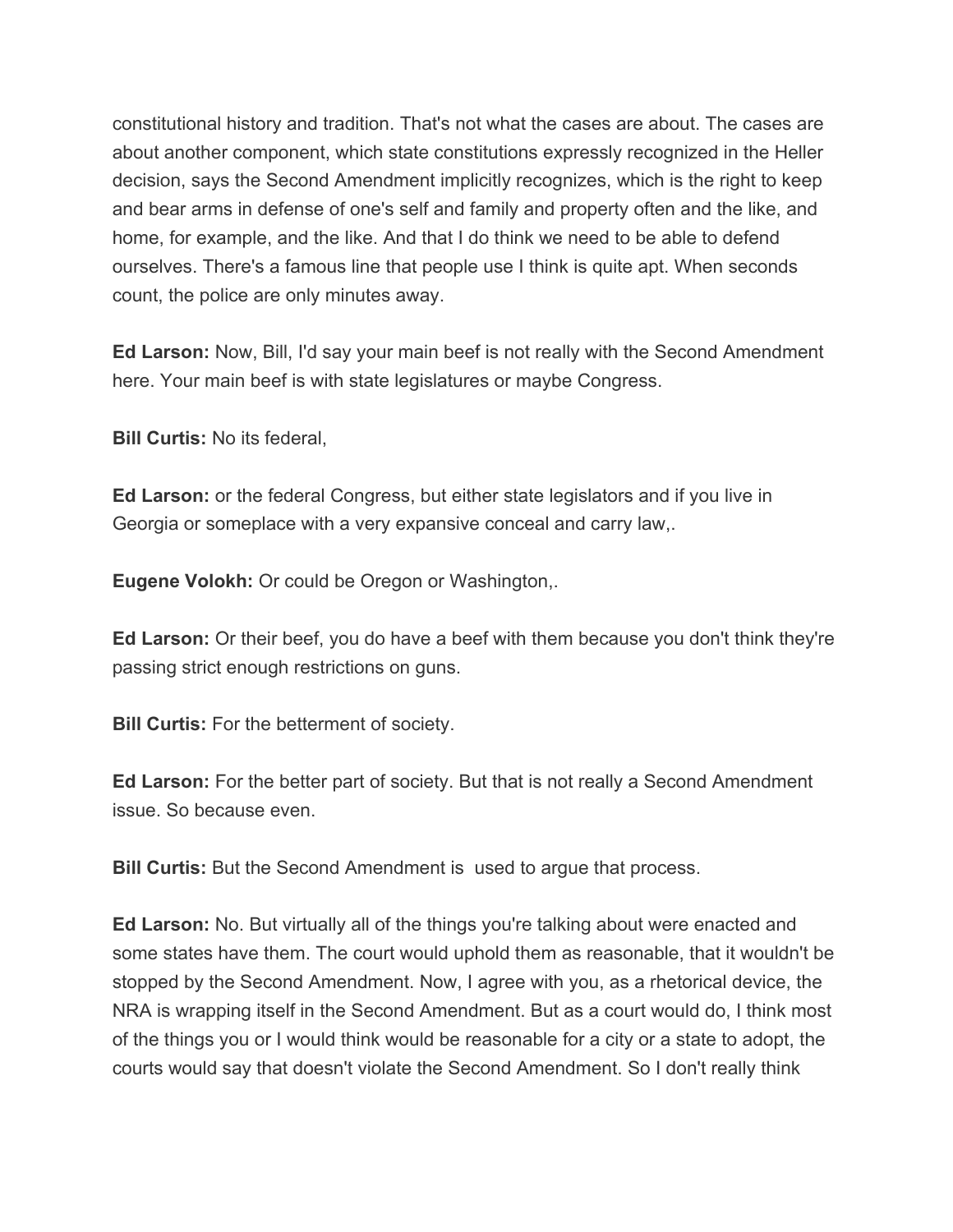constitutional history and tradition. That's not what the cases are about. The cases are about another component, which state constitutions expressly recognized in the Heller decision, says the Second Amendment implicitly recognizes, which is the right to keep and bear arms in defense of one's self and family and property often and the like, and home, for example, and the like. And that I do think we need to be able to defend ourselves. There's a famous line that people use I think is quite apt. When seconds count, the police are only minutes away.

**Ed Larson:** Now, Bill, I'd say your main beef is not really with the Second Amendment here. Your main beef is with state legislatures or maybe Congress.

**Bill Curtis:** No its federal,

**Ed Larson:** or the federal Congress, but either state legislators and if you live in Georgia or someplace with a very expansive conceal and carry law,.

**Eugene Volokh:** Or could be Oregon or Washington,.

**Ed Larson:** Or their beef, you do have a beef with them because you don't think they're passing strict enough restrictions on guns.

**Bill Curtis:** For the betterment of society.

**Ed Larson:** For the better part of society. But that is not really a Second Amendment issue. So because even.

**Bill Curtis:** But the Second Amendment is used to argue that process.

**Ed Larson:** No. But virtually all of the things you're talking about were enacted and some states have them. The court would uphold them as reasonable, that it wouldn't be stopped by the Second Amendment. Now, I agree with you, as a rhetorical device, the NRA is wrapping itself in the Second Amendment. But as a court would do, I think most of the things you or I would think would be reasonable for a city or a state to adopt, the courts would say that doesn't violate the Second Amendment. So I don't really think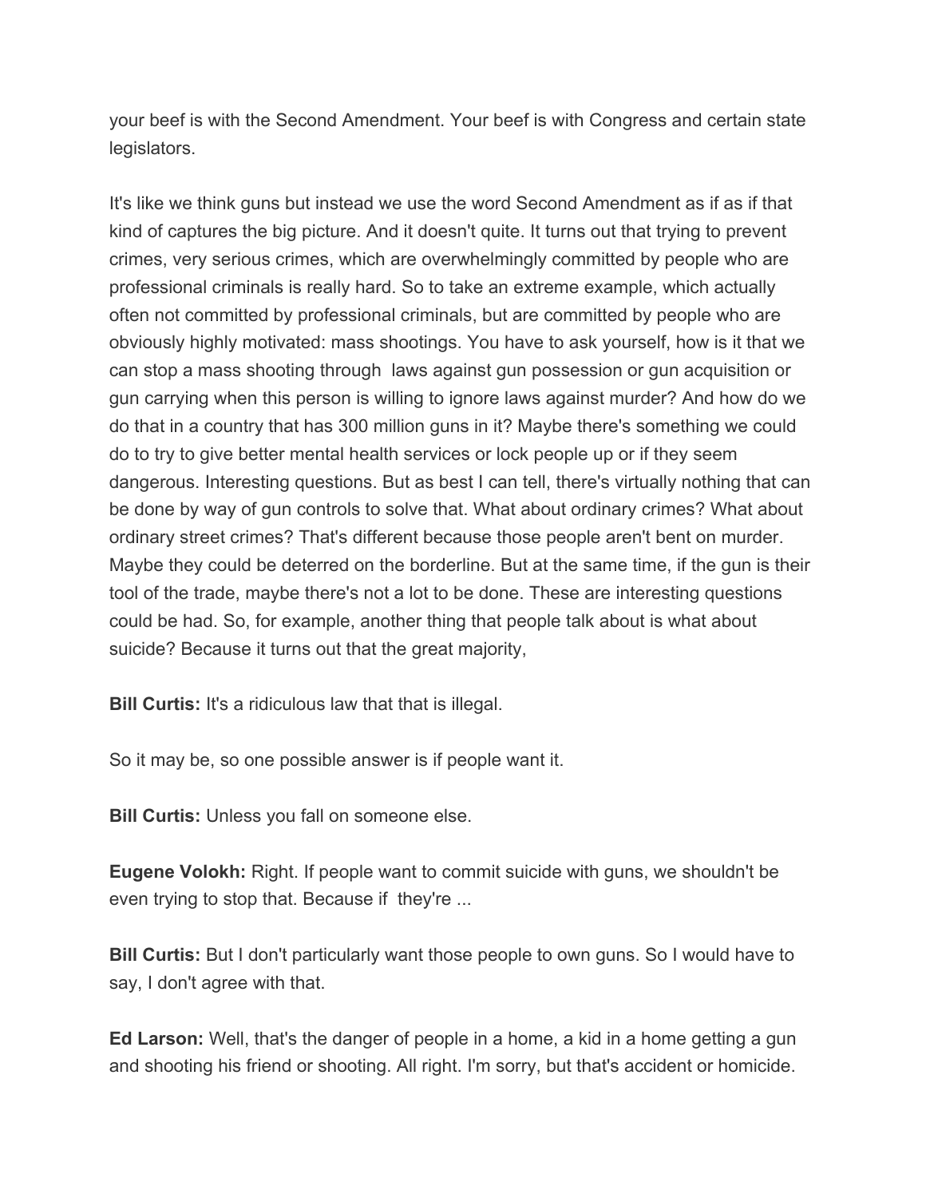your beef is with the Second Amendment. Your beef is with Congress and certain state legislators.

It's like we think guns but instead we use the word Second Amendment as if as if that kind of captures the big picture. And it doesn't quite. It turns out that trying to prevent crimes, very serious crimes, which are overwhelmingly committed by people who are professional criminals is really hard. So to take an extreme example, which actually often not committed by professional criminals, but are committed by people who are obviously highly motivated: mass shootings. You have to ask yourself, how is it that we can stop a mass shooting through laws against gun possession or gun acquisition or gun carrying when this person is willing to ignore laws against murder? And how do we do that in a country that has 300 million guns in it? Maybe there's something we could do to try to give better mental health services or lock people up or if they seem dangerous. Interesting questions. But as best I can tell, there's virtually nothing that can be done by way of gun controls to solve that. What about ordinary crimes? What about ordinary street crimes? That's different because those people aren't bent on murder. Maybe they could be deterred on the borderline. But at the same time, if the gun is their tool of the trade, maybe there's not a lot to be done. These are interesting questions could be had. So, for example, another thing that people talk about is what about suicide? Because it turns out that the great majority,

**Bill Curtis:** It's a ridiculous law that that is illegal.

So it may be, so one possible answer is if people want it.

**Bill Curtis:** Unless you fall on someone else.

**Eugene Volokh:** Right. If people want to commit suicide with guns, we shouldn't be even trying to stop that. Because if they're ...

**Bill Curtis:** But I don't particularly want those people to own guns. So I would have to say, I don't agree with that.

**Ed Larson:** Well, that's the danger of people in a home, a kid in a home getting a gun and shooting his friend or shooting. All right. I'm sorry, but that's accident or homicide.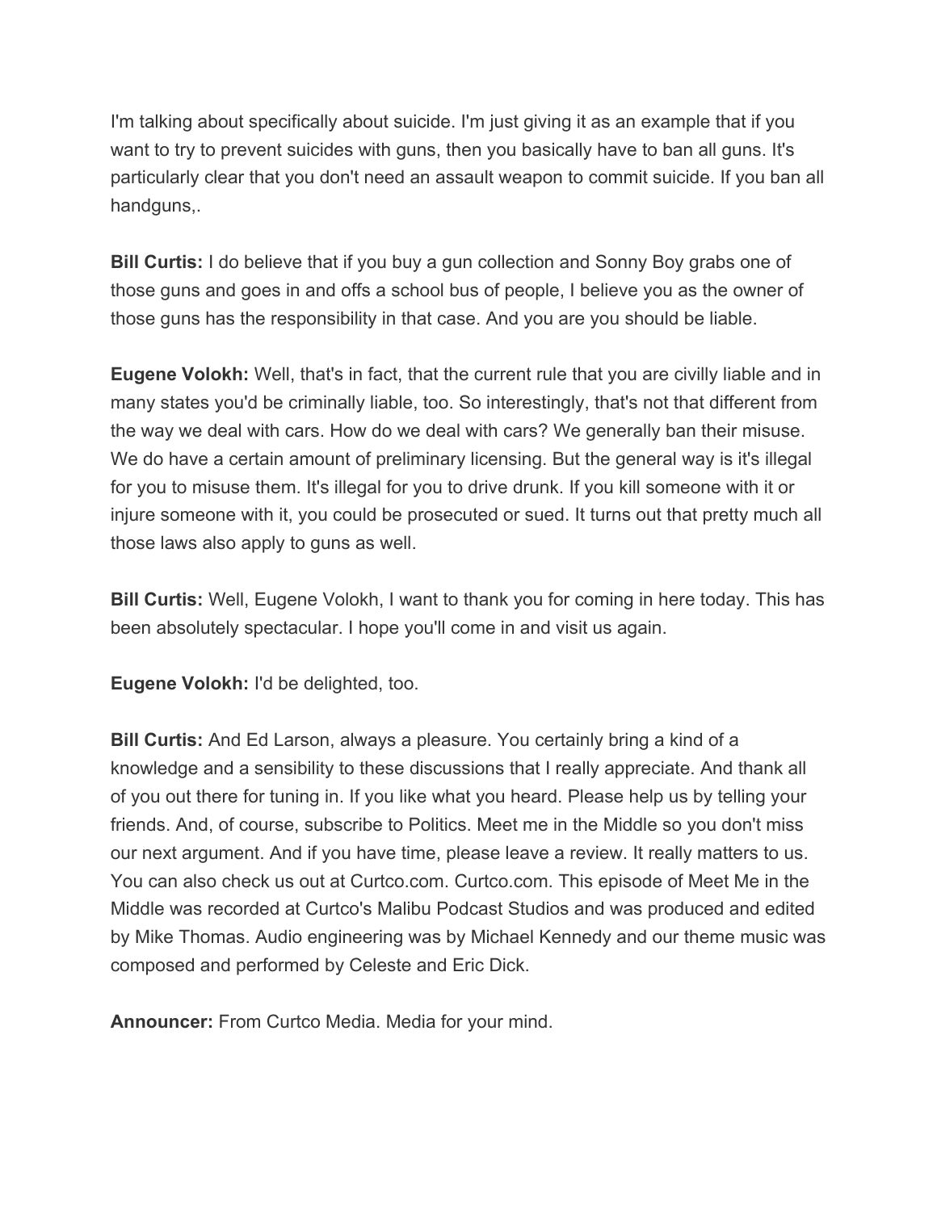I'm talking about specifically about suicide. I'm just giving it as an example that if you want to try to prevent suicides with guns, then you basically have to ban all guns. It's particularly clear that you don't need an assault weapon to commit suicide. If you ban all handguns,.

**Bill Curtis:** I do believe that if you buy a gun collection and Sonny Boy grabs one of those guns and goes in and offs a school bus of people, I believe you as the owner of those guns has the responsibility in that case. And you are you should be liable.

**Eugene Volokh:** Well, that's in fact, that the current rule that you are civilly liable and in many states you'd be criminally liable, too. So interestingly, that's not that different from the way we deal with cars. How do we deal with cars? We generally ban their misuse. We do have a certain amount of preliminary licensing. But the general way is it's illegal for you to misuse them. It's illegal for you to drive drunk. If you kill someone with it or injure someone with it, you could be prosecuted or sued. It turns out that pretty much all those laws also apply to guns as well.

**Bill Curtis:** Well, Eugene Volokh, I want to thank you for coming in here today. This has been absolutely spectacular. I hope you'll come in and visit us again.

**Eugene Volokh:** I'd be delighted, too.

**Bill Curtis:** And Ed Larson, always a pleasure. You certainly bring a kind of a knowledge and a sensibility to these discussions that I really appreciate. And thank all of you out there for tuning in. If you like what you heard. Please help us by telling your friends. And, of course, subscribe to Politics. Meet me in the Middle so you don't miss our next argument. And if you have time, please leave a review. It really matters to us. You can also check us out at Curtco.com. Curtco.com. This episode of Meet Me in the Middle was recorded at Curtco's Malibu Podcast Studios and was produced and edited by Mike Thomas. Audio engineering was by Michael Kennedy and our theme music was composed and performed by Celeste and Eric Dick.

**Announcer:** From Curtco Media. Media for your mind.